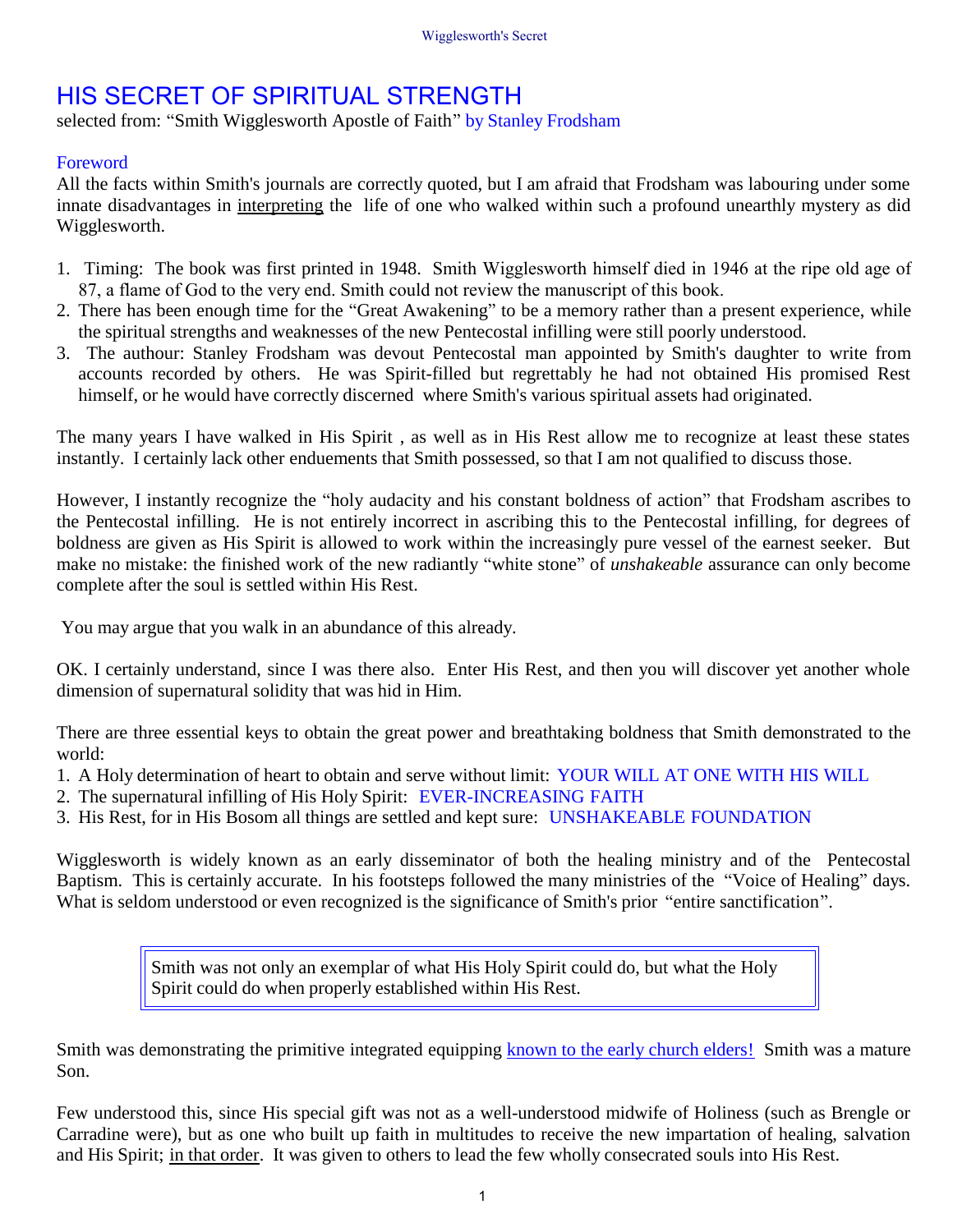# HIS SECRET OF SPIRITUAL STRENGTH

selected from: "Smith Wigglesworth Apostle of Faith" by Stanley Frodsham

## Foreword

All the facts within Smith's journals are correctly quoted, but I am afraid that Frodsham was labouring under some innate disadvantages in interpreting the life of one who walked within such a profound unearthly mystery as did Wigglesworth.

1. Timing: The book was first printed in 1948. Smith Wigglesworth himself died in 1946 at the ripe old age of 87, a flame of God to the very end. Smith could not review the manuscript of this book.
2. There has been enough time for the "Great Awakening" to be a memory rather than a present experience, while the spiritual strengths and weaknesses of the new Pentecostal infilling were still poorly understood.
3. The authour: Stanley Frodsham was devout Pentecostal man appointed by Smith's daughter to write from accounts recorded by others. He was Spirit-filled but regrettably he had not obtained His promised Rest himself, or he would have correctly discerned where Smith's various spiritual assets had originated.

The many years I have walked in His Spirit , as well as in His Rest allow me to recognize at least these states instantly. I certainly lack other enduements that Smith possessed, so that I am not qualified to discuss those.

However, I instantly recognize the "holy audacity and his constant boldness of action" that Frodsham ascribes to the Pentecostal infilling. He is not entirely incorrect in ascribing this to the Pentecostal infilling, for degrees of boldness are given as His Spirit is allowed to work within the increasingly pure vessel of the earnest seeker. But make no mistake: the finished work of the new radiantly "white stone" of *unshakeable* assurance can only become complete after the soul is settled within His Rest.

You may argue that you walk in an abundance of this already.

OK. I certainly understand, since I was there also. Enter His Rest, and then you will discover yet another whole dimension of supernatural solidity that was hid in Him.

There are three essential keys to obtain the great power and breathtaking boldness that Smith demonstrated to the world:

1. A Holy determination of heart to obtain and serve without limit: YOUR WILL AT ONE WITH HIS WILL
2. The supernatural infilling of His Holy Spirit: EVER-INCREASING FAITH
3. His Rest, for in His Bosom all things are settled and kept sure: UNSHAKEABLE FOUNDATION

Wigglesworth is widely known as an early disseminator of both the healing ministry and of the Pentecostal Baptism. This is certainly accurate. In his footsteps followed the many ministries of the "Voice of Healing" days. What is seldom understood or even recognized is the significance of Smith's prior "entire sanctification".

> Smith was not only an exemplar of what His Holy Spirit could do, but what the Holy Spirit could do when properly established within His Rest.

Smith was demonstrating the primitive integrated equipping known to the early church elders! Smith was a mature Son.

Few understood this, since His special gift was not as a well-understood midwife of Holiness (such as Brengle or Carradine were), but as one who built up faith in multitudes to receive the new impartation of healing, salvation and His Spirit; in that order. It was given to others to lead the few wholly consecrated souls into His Rest.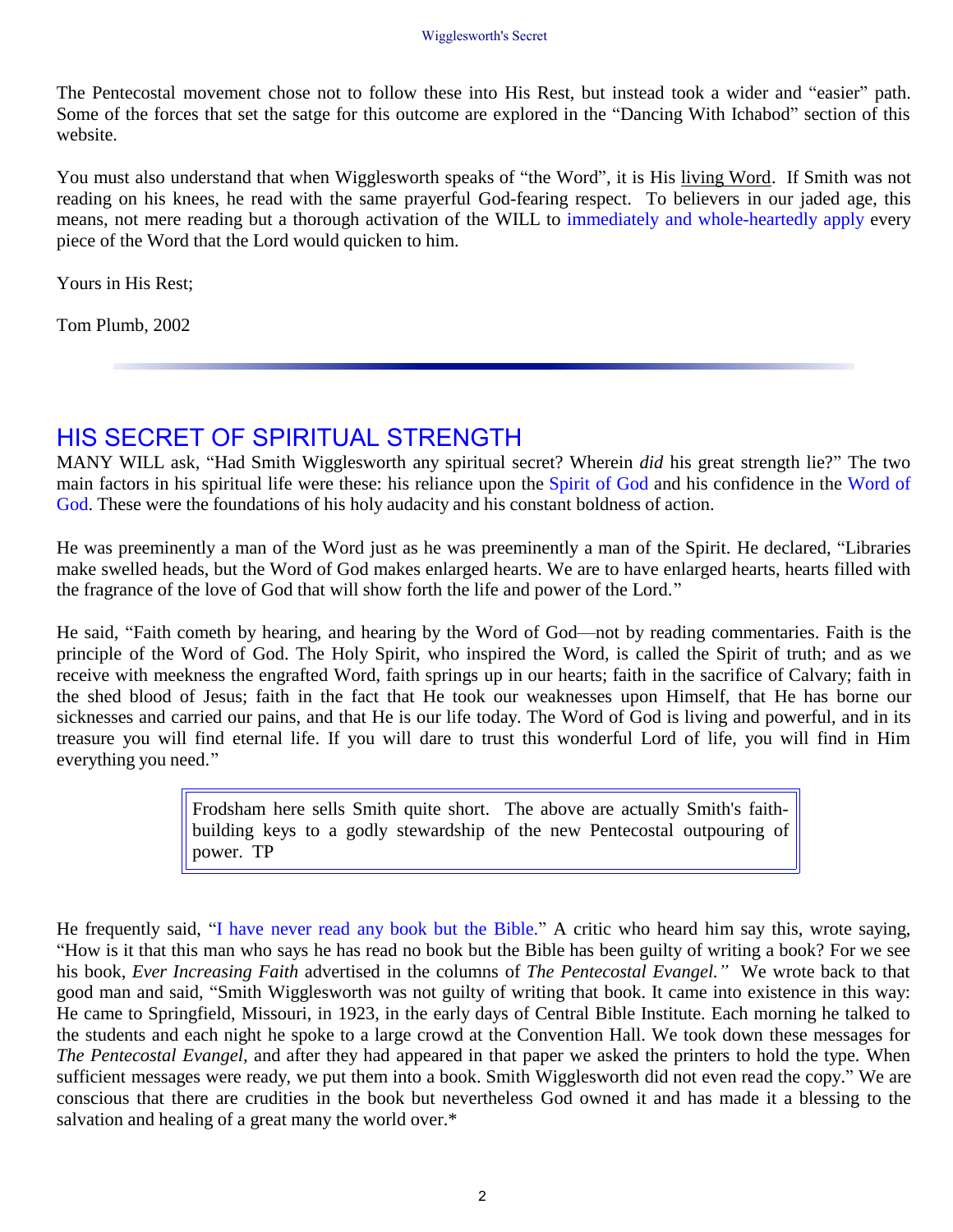The Pentecostal movement chose not to follow these into His Rest, but instead took a wider and "easier" path. Some of the forces that set the satge for this outcome are explored in the "Dancing With Ichabod" section of this website.

You must also understand that when Wigglesworth speaks of "the Word", it is His living Word. If Smith was not reading on his knees, he read with the same prayerful God-fearing respect. To believers in our jaded age, this means, not mere reading but a thorough activation of the WILL to immediately and whole-heartedly apply every piece of the Word that the Lord would quicken to him.

Yours in His Rest;

Tom Plumb, 2002

---

## HIS SECRET OF SPIRITUAL STRENGTH

MANY WILL ask, "Had Smith Wigglesworth any spiritual secret? Wherein *did* his great strength lie?" The two main factors in his spiritual life were these: his reliance upon the Spirit of God and his confidence in the Word of God. These were the foundations of his holy audacity and his constant boldness of action.

He was preeminently a man of the Word just as he was preeminently a man of the Spirit. He declared, "Libraries make swelled heads, but the Word of God makes enlarged hearts. We are to have enlarged hearts, hearts filled with the fragrance of the love of God that will show forth the life and power of the Lord."

He said, "Faith cometh by hearing, and hearing by the Word of God—not by reading commentaries. Faith is the principle of the Word of God. The Holy Spirit, who inspired the Word, is called the Spirit of truth; and as we receive with meekness the engrafted Word, faith springs up in our hearts; faith in the sacrifice of Calvary; faith in the shed blood of Jesus; faith in the fact that He took our weaknesses upon Himself, that He has borne our sicknesses and carried our pains, and that He is our life today. The Word of God is living and powerful, and in its treasure you will find eternal life. If you will dare to trust this wonderful Lord of life, you will find in Him everything you need."

> Frodsham here sells Smith quite short. The above are actually Smith's faith-building keys to a godly stewardship of the new Pentecostal outpouring of power. TP

He frequently said, "I have never read any book but the Bible." A critic who heard him say this, wrote saying, "How is it that this man who says he has read no book but the Bible has been guilty of writing a book? For we see his book, *Ever Increasing Faith* advertised in the columns of *The Pentecostal Evangel."* We wrote back to that good man and said, "Smith Wigglesworth was not guilty of writing that book. It came into existence in this way: He came to Springfield, Missouri, in 1923, in the early days of Central Bible Institute. Each morning he talked to the students and each night he spoke to a large crowd at the Convention Hall. We took down these messages for *The Pentecostal Evangel,* and after they had appeared in that paper we asked the printers to hold the type. When sufficient messages were ready, we put them into a book. Smith Wigglesworth did not even read the copy." We are conscious that there are crudities in the book but nevertheless God owned it and has made it a blessing to the salvation and healing of a great many the world over.*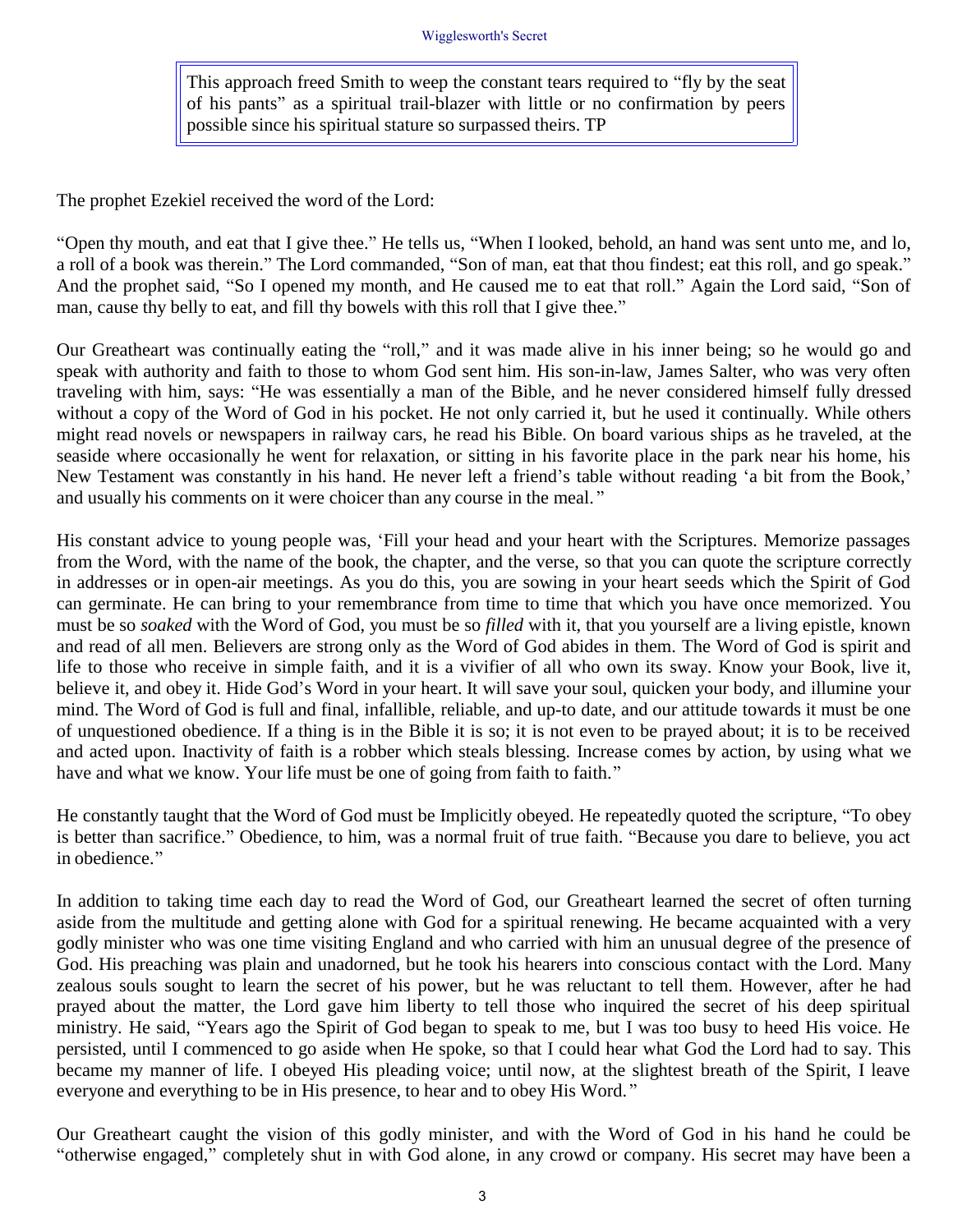> This approach freed Smith to weep the constant tears required to "fly by the seat of his pants" as a spiritual trail-blazer with little or no confirmation by peers possible since his spiritual stature so surpassed theirs. TP

The prophet Ezekiel received the word of the Lord:

"Open thy mouth, and eat that I give thee." He tells us, "When I looked, behold, an hand was sent unto me, and lo, a roll of a book was therein." The Lord commanded, "Son of man, eat that thou findest; eat this roll, and go speak." And the prophet said, "So I opened my month, and He caused me to eat that roll." Again the Lord said, "Son of man, cause thy belly to eat, and fill thy bowels with this roll that I give thee."

Our Greatheart was continually eating the "roll," and it was made alive in his inner being; so he would go and speak with authority and faith to those to whom God sent him. His son-in-law, James Salter, who was very often traveling with him, says: "He was essentially a man of the Bible, and he never considered himself fully dressed without a copy of the Word of God in his pocket. He not only carried it, but he used it continually. While others might read novels or newspapers in railway cars, he read his Bible. On board various ships as he traveled, at the seaside where occasionally he went for relaxation, or sitting in his favorite place in the park near his home, his New Testament was constantly in his hand. He never left a friend's table without reading 'a bit from the Book,' and usually his comments on it were choicer than any course in the meal."

His constant advice to young people was, 'Fill your head and your heart with the Scriptures. Memorize passages from the Word, with the name of the book, the chapter, and the verse, so that you can quote the scripture correctly in addresses or in open-air meetings. As you do this, you are sowing in your heart seeds which the Spirit of God can germinate. He can bring to your remembrance from time to time that which you have once memorized. You must be so *soaked* with the Word of God, you must be so *filled* with it, that you yourself are a living epistle, known and read of all men. Believers are strong only as the Word of God abides in them. The Word of God is spirit and life to those who receive in simple faith, and it is a vivifier of all who own its sway. Know your Book, live it, believe it, and obey it. Hide God's Word in your heart. It will save your soul, quicken your body, and illumine your mind. The Word of God is full and final, infallible, reliable, and up-to date, and our attitude towards it must be one of unquestioned obedience. If a thing is in the Bible it is so; it is not even to be prayed about; it is to be received and acted upon. Inactivity of faith is a robber which steals blessing. Increase comes by action, by using what we have and what we know. Your life must be one of going from faith to faith."

He constantly taught that the Word of God must be Implicitly obeyed. He repeatedly quoted the scripture, "To obey is better than sacrifice." Obedience, to him, was a normal fruit of true faith. "Because you dare to believe, you act in obedience."

In addition to taking time each day to read the Word of God, our Greatheart learned the secret of often turning aside from the multitude and getting alone with God for a spiritual renewing. He became acquainted with a very godly minister who was one time visiting England and who carried with him an unusual degree of the presence of God. His preaching was plain and unadorned, but he took his hearers into conscious contact with the Lord. Many zealous souls sought to learn the secret of his power, but he was reluctant to tell them. However, after he had prayed about the matter, the Lord gave him liberty to tell those who inquired the secret of his deep spiritual ministry. He said, "Years ago the Spirit of God began to speak to me, but I was too busy to heed His voice. He persisted, until I commenced to go aside when He spoke, so that I could hear what God the Lord had to say. This became my manner of life. I obeyed His pleading voice; until now, at the slightest breath of the Spirit, I leave everyone and everything to be in His presence, to hear and to obey His Word."

Our Greatheart caught the vision of this godly minister, and with the Word of God in his hand he could be "otherwise engaged," completely shut in with God alone, in any crowd or company. His secret may have been a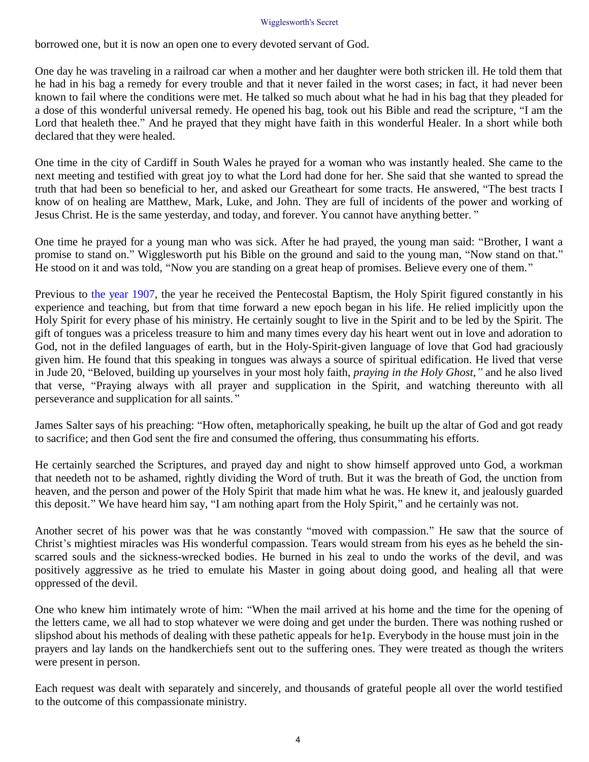borrowed one, but it is now an open one to every devoted servant of God.

One day he was traveling in a railroad car when a mother and her daughter were both stricken ill. He told them that he had in his bag a remedy for every trouble and that it never failed in the worst cases; in fact, it had never been known to fail where the conditions were met. He talked so much about what he had in his bag that they pleaded for a dose of this wonderful universal remedy. He opened his bag, took out his Bible and read the scripture, "I am the Lord that healeth thee." And he prayed that they might have faith in this wonderful Healer. In a short while both declared that they were healed.

One time in the city of Cardiff in South Wales he prayed for a woman who was instantly healed. She came to the next meeting and testified with great joy to what the Lord had done for her. She said that she wanted to spread the truth that had been so beneficial to her, and asked our Greatheart for some tracts. He answered, "The best tracts I know of on healing are Matthew, Mark, Luke, and John. They are full of incidents of the power and working of Jesus Christ. He is the same yesterday, and today, and forever. You cannot have anything better. "

One time he prayed for a young man who was sick. After he had prayed, the young man said: "Brother, I want a promise to stand on." Wigglesworth put his Bible on the ground and said to the young man, "Now stand on that." He stood on it and was told, "Now you are standing on a great heap of promises. Believe every one of them."

Previous to the year 1907, the year he received the Pentecostal Baptism, the Holy Spirit figured constantly in his experience and teaching, but from that time forward a new epoch began in his life. He relied implicitly upon the Holy Spirit for every phase of his ministry. He certainly sought to live in the Spirit and to be led by the Spirit. The gift of tongues was a priceless treasure to him and many times every day his heart went out in love and adoration to God, not in the defiled languages of earth, but in the Holy-Spirit-given language of love that God had graciously given him. He found that this speaking in tongues was always a source of spiritual edification. He lived that verse in Jude 20, "Beloved, building up yourselves in your most holy faith, *praying in the Holy Ghost,"* and he also lived that verse, "Praying always with all prayer and supplication in the Spirit, and watching thereunto with all perseverance and supplication for all saints. "

James Salter says of his preaching: "How often, metaphorically speaking, he built up the altar of God and got ready to sacrifice; and then God sent the fire and consumed the offering, thus consummating his efforts.

He certainly searched the Scriptures, and prayed day and night to show himself approved unto God, a workman that needeth not to be ashamed, rightly dividing the Word of truth. But it was the breath of God, the unction from heaven, and the person and power of the Holy Spirit that made him what he was. He knew it, and jealously guarded this deposit." We have heard him say, "I am nothing apart from the Holy Spirit," and he certainly was not.

Another secret of his power was that he was constantly "moved with compassion." He saw that the source of Christ's mightiest miracles was His wonderful compassion. Tears would stream from his eyes as he beheld the sin-scarred souls and the sickness-wrecked bodies. He burned in his zeal to undo the works of the devil, and was positively aggressive as he tried to emulate his Master in going about doing good, and healing all that were oppressed of the devil.

One who knew him intimately wrote of him: "When the mail arrived at his home and the time for the opening of the letters came, we all had to stop whatever we were doing and get under the burden. There was nothing rushed or slipshod about his methods of dealing with these pathetic appeals for he1p. Everybody in the house must join in the prayers and lay lands on the handkerchiefs sent out to the suffering ones. They were treated as though the writers were present in person.

Each request was dealt with separately and sincerely, and thousands of grateful people all over the world testified to the outcome of this compassionate ministry.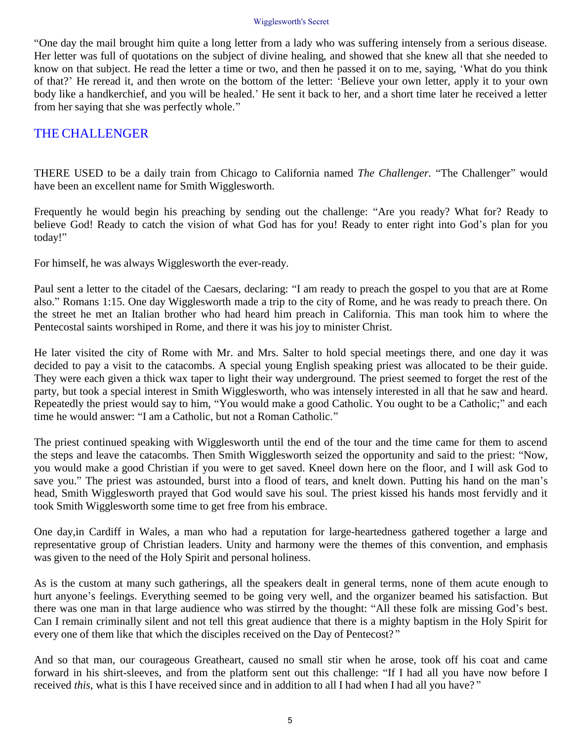"One day the mail brought him quite a long letter from a lady who was suffering intensely from a serious disease. Her letter was full of quotations on the subject of divine healing, and showed that she knew all that she needed to know on that subject. He read the letter a time or two, and then he passed it on to me, saying, 'What do you think of that?' He reread it, and then wrote on the bottom of the letter: 'Believe your own letter, apply it to your own body like a handkerchief, and you will be healed.' He sent it back to her, and a short time later he received a letter from her saying that she was perfectly whole."

## THE CHALLENGER

THERE USED to be a daily train from Chicago to California named *The Challenger.* "The Challenger" would have been an excellent name for Smith Wigglesworth.

Frequently he would begin his preaching by sending out the challenge: "Are you ready? What for? Ready to believe God! Ready to catch the vision of what God has for you! Ready to enter right into God's plan for you today!"

For himself, he was always Wigglesworth the ever-ready.

Paul sent a letter to the citadel of the Caesars, declaring: "I am ready to preach the gospel to you that are at Rome also." Romans 1:15. One day Wigglesworth made a trip to the city of Rome, and he was ready to preach there. On the street he met an Italian brother who had heard him preach in California. This man took him to where the Pentecostal saints worshiped in Rome, and there it was his joy to minister Christ.

He later visited the city of Rome with Mr. and Mrs. Salter to hold special meetings there, and one day it was decided to pay a visit to the catacombs. A special young English speaking priest was allocated to be their guide. They were each given a thick wax taper to light their way underground. The priest seemed to forget the rest of the party, but took a special interest in Smith Wigglesworth, who was intensely interested in all that he saw and heard. Repeatedly the priest would say to him, "You would make a good Catholic. You ought to be a Catholic;" and each time he would answer: "I am a Catholic, but not a Roman Catholic."

The priest continued speaking with Wigglesworth until the end of the tour and the time came for them to ascend the steps and leave the catacombs. Then Smith Wigglesworth seized the opportunity and said to the priest: "Now, you would make a good Christian if you were to get saved. Kneel down here on the floor, and I will ask God to save you." The priest was astounded, burst into a flood of tears, and knelt down. Putting his hand on the man's head, Smith Wigglesworth prayed that God would save his soul. The priest kissed his hands most fervidly and it took Smith Wigglesworth some time to get free from his embrace.

One day,in Cardiff in Wales, a man who had a reputation for large-heartedness gathered together a large and representative group of Christian leaders. Unity and harmony were the themes of this convention, and emphasis was given to the need of the Holy Spirit and personal holiness.

As is the custom at many such gatherings, all the speakers dealt in general terms, none of them acute enough to hurt anyone's feelings. Everything seemed to be going very well, and the organizer beamed his satisfaction. But there was one man in that large audience who was stirred by the thought: "All these folk are missing God's best. Can I remain criminally silent and not tell this great audience that there is a mighty baptism in the Holy Spirit for every one of them like that which the disciples received on the Day of Pentecost?"

And so that man, our courageous Greatheart, caused no small stir when he arose, took off his coat and came forward in his shirt-sleeves, and from the platform sent out this challenge: "If I had all you have now before I received *this*, what is this I have received since and in addition to all I had when I had all you have?"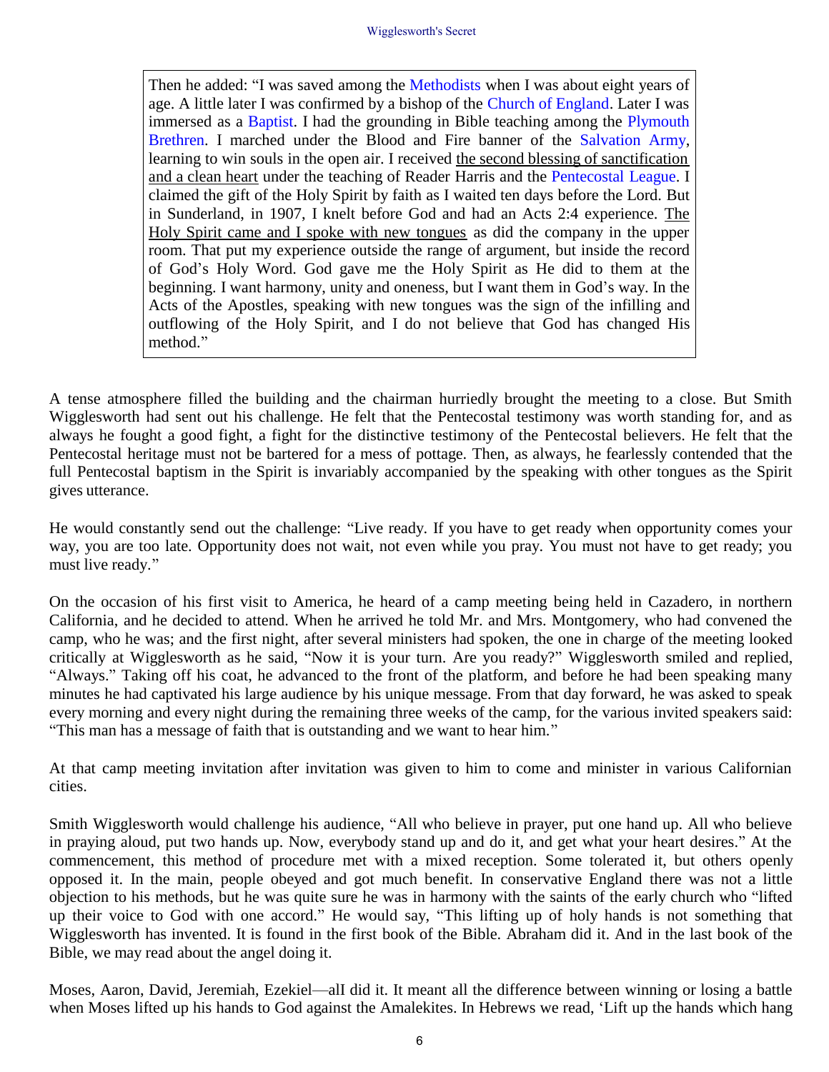> Then he added: "I was saved among the Methodists when I was about eight years of age. A little later I was confirmed by a bishop of the Church of England. Later I was immersed as a Baptist. I had the grounding in Bible teaching among the Plymouth Brethren. I marched under the Blood and Fire banner of the Salvation Army, learning to win souls in the open air. I received <u>the second blessing of sanctification and a clean heart</u> under the teaching of Reader Harris and the Pentecostal League. I claimed the gift of the Holy Spirit by faith as I waited ten days before the Lord. But in Sunderland, in 1907, I knelt before God and had an Acts 2:4 experience. <u>The Holy Spirit came and I spoke with new tongues</u> as did the company in the upper room. That put my experience outside the range of argument, but inside the record of God's Holy Word. God gave me the Holy Spirit as He did to them at the beginning. I want harmony, unity and oneness, but I want them in God's way. In the Acts of the Apostles, speaking with new tongues was the sign of the infilling and outflowing of the Holy Spirit, and I do not believe that God has changed His method."

A tense atmosphere filled the building and the chairman hurriedly brought the meeting to a close. But Smith Wigglesworth had sent out his challenge. He felt that the Pentecostal testimony was worth standing for, and as always he fought a good fight, a fight for the distinctive testimony of the Pentecostal believers. He felt that the Pentecostal heritage must not be bartered for a mess of pottage. Then, as always, he fearlessly contended that the full Pentecostal baptism in the Spirit is invariably accompanied by the speaking with other tongues as the Spirit gives utterance.

He would constantly send out the challenge: "Live ready. If you have to get ready when opportunity comes your way, you are too late. Opportunity does not wait, not even while you pray. You must not have to get ready; you must live ready."

On the occasion of his first visit to America, he heard of a camp meeting being held in Cazadero, in northern California, and he decided to attend. When he arrived he told Mr. and Mrs. Montgomery, who had convened the camp, who he was; and the first night, after several ministers had spoken, the one in charge of the meeting looked critically at Wigglesworth as he said, "Now it is your turn. Are you ready?" Wigglesworth smiled and replied, "Always." Taking off his coat, he advanced to the front of the platform, and before he had been speaking many minutes he had captivated his large audience by his unique message. From that day forward, he was asked to speak every morning and every night during the remaining three weeks of the camp, for the various invited speakers said: "This man has a message of faith that is outstanding and we want to hear him."

At that camp meeting invitation after invitation was given to him to come and minister in various Californian cities.

Smith Wigglesworth would challenge his audience, "All who believe in prayer, put one hand up. All who believe in praying aloud, put two hands up. Now, everybody stand up and do it, and get what your heart desires." At the commencement, this method of procedure met with a mixed reception. Some tolerated it, but others openly opposed it. In the main, people obeyed and got much benefit. In conservative England there was not a little objection to his methods, but he was quite sure he was in harmony with the saints of the early church who "lifted up their voice to God with one accord." He would say, "This lifting up of holy hands is not something that Wigglesworth has invented. It is found in the first book of the Bible. Abraham did it. And in the last book of the Bible, we may read about the angel doing it.

Moses, Aaron, David, Jeremiah, Ezekiel—alI did it. It meant all the difference between winning or losing a battle when Moses lifted up his hands to God against the Amalekites. In Hebrews we read, 'Lift up the hands which hang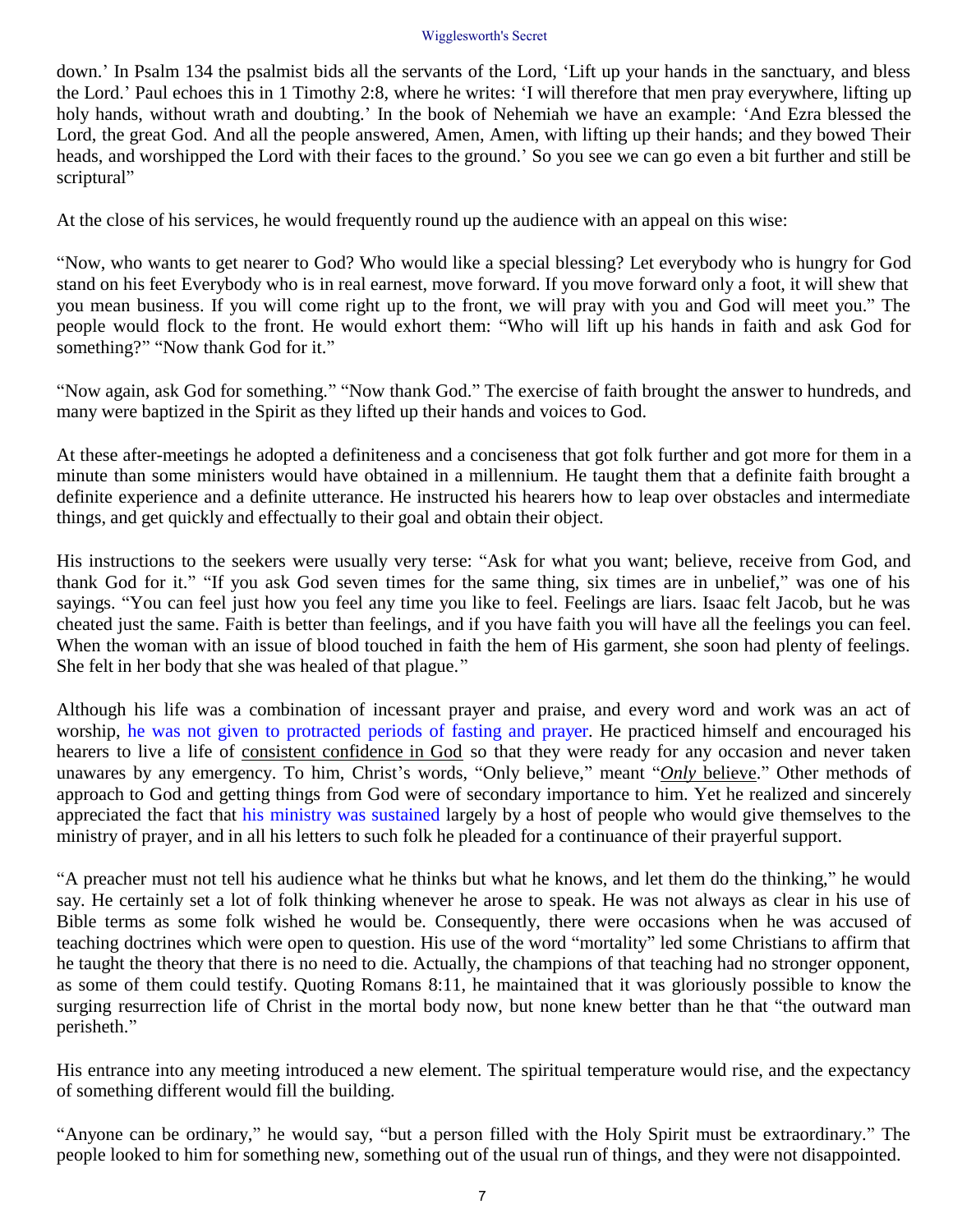down.' In Psalm 134 the psalmist bids all the servants of the Lord, 'Lift up your hands in the sanctuary, and bless the Lord.' Paul echoes this in 1 Timothy 2:8, where he writes: 'I will therefore that men pray everywhere, lifting up holy hands, without wrath and doubting.' In the book of Nehemiah we have an example: 'And Ezra blessed the Lord, the great God. And all the people answered, Amen, Amen, with lifting up their hands; and they bowed Their heads, and worshipped the Lord with their faces to the ground.' So you see we can go even a bit further and still be scriptural"

At the close of his services, he would frequently round up the audience with an appeal on this wise:

"Now, who wants to get nearer to God? Who would like a special blessing? Let everybody who is hungry for God stand on his feet Everybody who is in real earnest, move forward. If you move forward only a foot, it will shew that you mean business. If you will come right up to the front, we will pray with you and God will meet you." The people would flock to the front. He would exhort them: "Who will lift up his hands in faith and ask God for something?" "Now thank God for it."

"Now again, ask God for something." "Now thank God." The exercise of faith brought the answer to hundreds, and many were baptized in the Spirit as they lifted up their hands and voices to God.

At these after-meetings he adopted a definiteness and a conciseness that got folk further and got more for them in a minute than some ministers would have obtained in a millennium. He taught them that a definite faith brought a definite experience and a definite utterance. He instructed his hearers how to leap over obstacles and intermediate things, and get quickly and effectually to their goal and obtain their object.

His instructions to the seekers were usually very terse: "Ask for what you want; believe, receive from God, and thank God for it." "If you ask God seven times for the same thing, six times are in unbelief," was one of his sayings. "You can feel just how you feel any time you like to feel. Feelings are liars. Isaac felt Jacob, but he was cheated just the same. Faith is better than feelings, and if you have faith you will have all the feelings you can feel. When the woman with an issue of blood touched in faith the hem of His garment, she soon had plenty of feelings. She felt in her body that she was healed of that plague."

Although his life was a combination of incessant prayer and praise, and every word and work was an act of worship, he was not given to protracted periods of fasting and prayer. He practiced himself and encouraged his hearers to live a life of <u>consistent confidence in God</u> so that they were ready for any occasion and never taken unawares by any emergency. To him, Christ's words, "Only believe," meant "<u>*Only* believe</u>." Other methods of approach to God and getting things from God were of secondary importance to him. Yet he realized and sincerely appreciated the fact that his ministry was sustained largely by a host of people who would give themselves to the ministry of prayer, and in all his letters to such folk he pleaded for a continuance of their prayerful support.

"A preacher must not tell his audience what he thinks but what he knows, and let them do the thinking," he would say. He certainly set a lot of folk thinking whenever he arose to speak. He was not always as clear in his use of Bible terms as some folk wished he would be. Consequently, there were occasions when he was accused of teaching doctrines which were open to question. His use of the word "mortality" led some Christians to affirm that he taught the theory that there is no need to die. Actually, the champions of that teaching had no stronger opponent, as some of them could testify. Quoting Romans 8:11, he maintained that it was gloriously possible to know the surging resurrection life of Christ in the mortal body now, but none knew better than he that "the outward man perisheth."

His entrance into any meeting introduced a new element. The spiritual temperature would rise, and the expectancy of something different would fill the building.

"Anyone can be ordinary," he would say, "but a person filled with the Holy Spirit must be extraordinary." The people looked to him for something new, something out of the usual run of things, and they were not disappointed.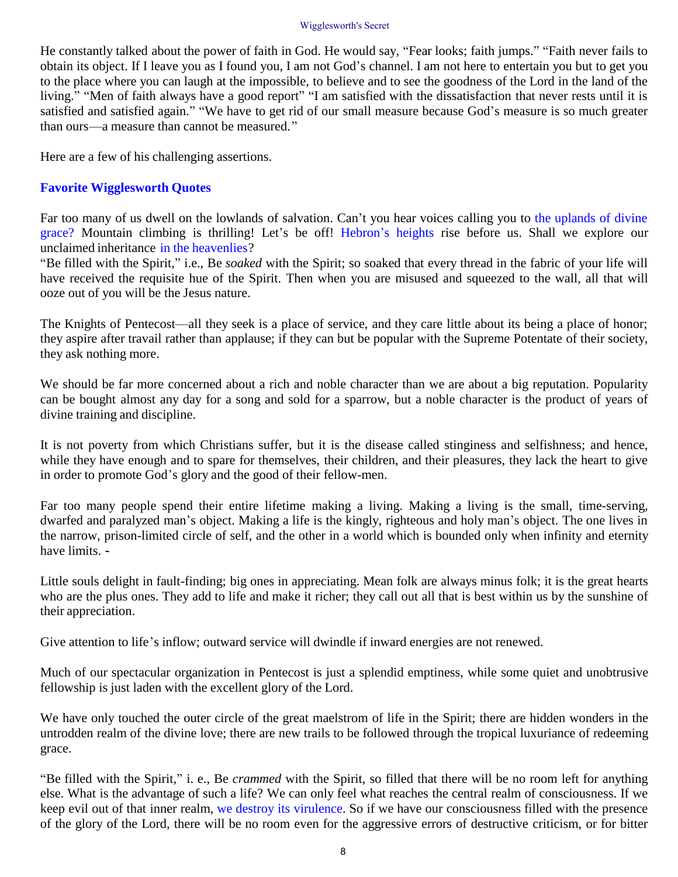He constantly talked about the power of faith in God. He would say, "Fear looks; faith jumps." "Faith never fails to obtain its object. If I leave you as I found you, I am not God's channel. I am not here to entertain you but to get you to the place where you can laugh at the impossible, to believe and to see the goodness of the Lord in the land of the living." "Men of faith always have a good report" "I am satisfied with the dissatisfaction that never rests until it is satisfied and satisfied again." "We have to get rid of our small measure because God's measure is so much greater than ours—a measure than cannot be measured."

Here are a few of his challenging assertions.

### Favorite Wigglesworth Quotes

Far too many of us dwell on the lowlands of salvation. Can't you hear voices calling you to the uplands of divine grace? Mountain climbing is thrilling! Let's be off! Hebron's heights rise before us. Shall we explore our unclaimed inheritance in the heavenlies?
"Be filled with the Spirit," i.e., Be *soaked* with the Spirit; so soaked that every thread in the fabric of your life will have received the requisite hue of the Spirit. Then when you are misused and squeezed to the wall, all that will ooze out of you will be the Jesus nature.

The Knights of Pentecost—all they seek is a place of service, and they care little about its being a place of honor; they aspire after travail rather than applause; if they can but be popular with the Supreme Potentate of their society, they ask nothing more.

We should be far more concerned about a rich and noble character than we are about a big reputation. Popularity can be bought almost any day for a song and sold for a sparrow, but a noble character is the product of years of divine training and discipline.

It is not poverty from which Christians suffer, but it is the disease called stinginess and selfishness; and hence, while they have enough and to spare for themselves, their children, and their pleasures, they lack the heart to give in order to promote God's glory and the good of their fellow-men.

Far too many people spend their entire lifetime making a living. Making a living is the small, time-serving, dwarfed and paralyzed man's object. Making a life is the kingly, righteous and holy man's object. The one lives in the narrow, prison-limited circle of self, and the other in a world which is bounded only when infinity and eternity have limits. -

Little souls delight in fault-finding; big ones in appreciating. Mean folk are always minus folk; it is the great hearts who are the plus ones. They add to life and make it richer; they call out all that is best within us by the sunshine of their appreciation.

Give attention to life's inflow; outward service will dwindle if inward energies are not renewed.

Much of our spectacular organization in Pentecost is just a splendid emptiness, while some quiet and unobtrusive fellowship is just laden with the excellent glory of the Lord.

We have only touched the outer circle of the great maelstrom of life in the Spirit; there are hidden wonders in the untrodden realm of the divine love; there are new trails to be followed through the tropical luxuriance of redeeming grace.

"Be filled with the Spirit," i. e., Be *crammed* with the Spirit, so filled that there will be no room left for anything else. What is the advantage of such a life? We can only feel what reaches the central realm of consciousness. If we keep evil out of that inner realm, we destroy its virulence. So if we have our consciousness filled with the presence of the glory of the Lord, there will be no room even for the aggressive errors of destructive criticism, or for bitter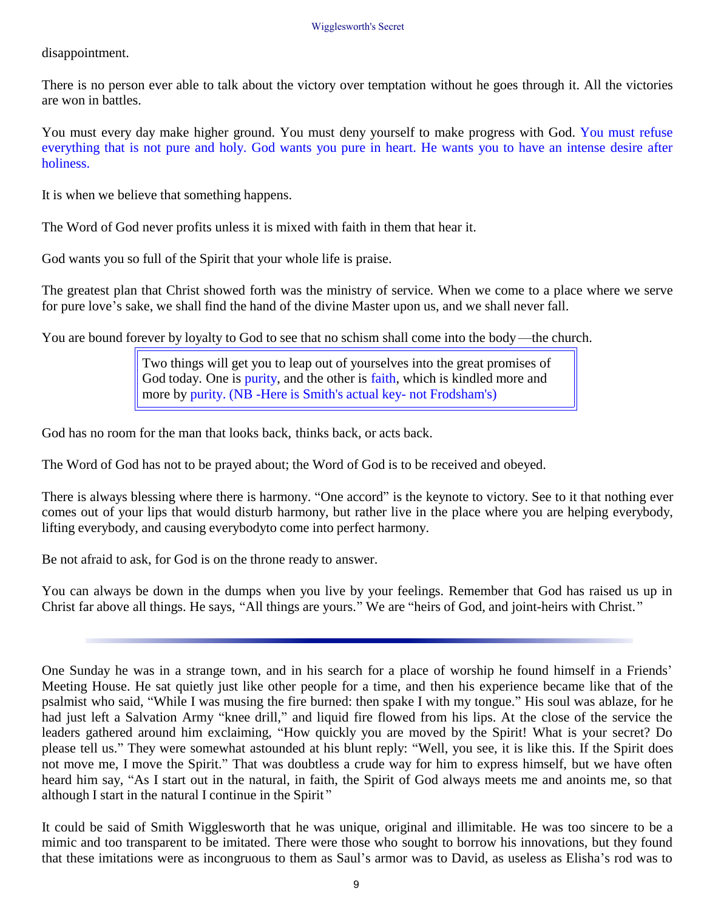disappointment.

There is no person ever able to talk about the victory over temptation without he goes through it. All the victories are won in battles.

You must every day make higher ground. You must deny yourself to make progress with God. You must refuse everything that is not pure and holy. God wants you pure in heart. He wants you to have an intense desire after holiness.

It is when we believe that something happens.

The Word of God never profits unless it is mixed with faith in them that hear it.

God wants you so full of the Spirit that your whole life is praise.

The greatest plan that Christ showed forth was the ministry of service. When we come to a place where we serve for pure love's sake, we shall find the hand of the divine Master upon us, and we shall never fall.

You are bound forever by loyalty to God to see that no schism shall come into the body—the church.

> Two things will get you to leap out of yourselves into the great promises of God today. One is purity, and the other is faith, which is kindled more and more by purity. (NB -Here is Smith's actual key- not Frodsham's)

God has no room for the man that looks back, thinks back, or acts back.

The Word of God has not to be prayed about; the Word of God is to be received and obeyed.

There is always blessing where there is harmony. "One accord" is the keynote to victory. See to it that nothing ever comes out of your lips that would disturb harmony, but rather live in the place where you are helping everybody, lifting everybody, and causing everybodyto come into perfect harmony.

Be not afraid to ask, for God is on the throne ready to answer.

You can always be down in the dumps when you live by your feelings. Remember that God has raised us up in Christ far above all things. He says, "All things are yours." We are "heirs of God, and joint-heirs with Christ."

---

One Sunday he was in a strange town, and in his search for a place of worship he found himself in a Friends' Meeting House. He sat quietly just like other people for a time, and then his experience became like that of the psalmist who said, "While I was musing the fire burned: then spake I with my tongue." His soul was ablaze, for he had just left a Salvation Army "knee drill," and liquid fire flowed from his lips. At the close of the service the leaders gathered around him exclaiming, "How quickly you are moved by the Spirit! What is your secret? Do please tell us." They were somewhat astounded at his blunt reply: "Well, you see, it is like this. If the Spirit does not move me, I move the Spirit." That was doubtless a crude way for him to express himself, but we have often heard him say, "As I start out in the natural, in faith, the Spirit of God always meets me and anoints me, so that although I start in the natural I continue in the Spirit"

It could be said of Smith Wigglesworth that he was unique, original and illimitable. He was too sincere to be a mimic and too transparent to be imitated. There were those who sought to borrow his innovations, but they found that these imitations were as incongruous to them as Saul's armor was to David, as useless as Elisha's rod was to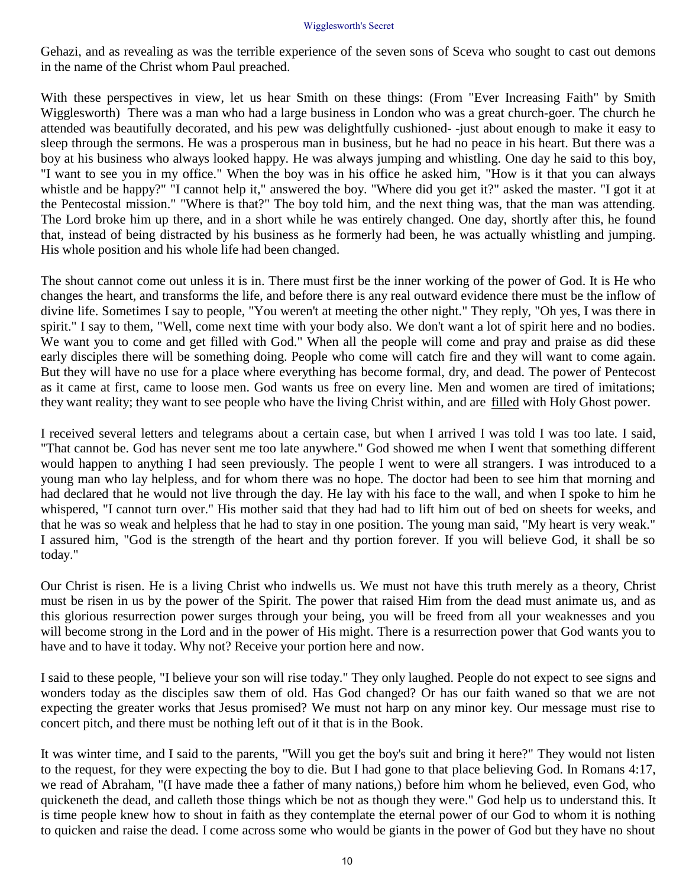Gehazi, and as revealing as was the terrible experience of the seven sons of Sceva who sought to cast out demons in the name of the Christ whom Paul preached.

With these perspectives in view, let us hear Smith on these things: (From "Ever Increasing Faith" by Smith Wigglesworth) There was a man who had a large business in London who was a great church-goer. The church he attended was beautifully decorated, and his pew was delightfully cushioned- -just about enough to make it easy to sleep through the sermons. He was a prosperous man in business, but he had no peace in his heart. But there was a boy at his business who always looked happy. He was always jumping and whistling. One day he said to this boy, "I want to see you in my office." When the boy was in his office he asked him, "How is it that you can always whistle and be happy?" "I cannot help it," answered the boy. "Where did you get it?" asked the master. "I got it at the Pentecostal mission." "Where is that?" The boy told him, and the next thing was, that the man was attending. The Lord broke him up there, and in a short while he was entirely changed. One day, shortly after this, he found that, instead of being distracted by his business as he formerly had been, he was actually whistling and jumping. His whole position and his whole life had been changed.

The shout cannot come out unless it is in. There must first be the inner working of the power of God. It is He who changes the heart, and transforms the life, and before there is any real outward evidence there must be the inflow of divine life. Sometimes I say to people, "You weren't at meeting the other night." They reply, "Oh yes, I was there in spirit." I say to them, "Well, come next time with your body also. We don't want a lot of spirit here and no bodies. We want you to come and get filled with God." When all the people will come and pray and praise as did these early disciples there will be something doing. People who come will catch fire and they will want to come again. But they will have no use for a place where everything has become formal, dry, and dead. The power of Pentecost as it came at first, came to loose men. God wants us free on every line. Men and women are tired of imitations; they want reality; they want to see people who have the living Christ within, and are filled with Holy Ghost power.

I received several letters and telegrams about a certain case, but when I arrived I was told I was too late. I said, "That cannot be. God has never sent me too late anywhere." God showed me when I went that something different would happen to anything I had seen previously. The people I went to were all strangers. I was introduced to a young man who lay helpless, and for whom there was no hope. The doctor had been to see him that morning and had declared that he would not live through the day. He lay with his face to the wall, and when I spoke to him he whispered, "I cannot turn over." His mother said that they had had to lift him out of bed on sheets for weeks, and that he was so weak and helpless that he had to stay in one position. The young man said, "My heart is very weak." I assured him, "God is the strength of the heart and thy portion forever. If you will believe God, it shall be so today."

Our Christ is risen. He is a living Christ who indwells us. We must not have this truth merely as a theory, Christ must be risen in us by the power of the Spirit. The power that raised Him from the dead must animate us, and as this glorious resurrection power surges through your being, you will be freed from all your weaknesses and you will become strong in the Lord and in the power of His might. There is a resurrection power that God wants you to have and to have it today. Why not? Receive your portion here and now.

I said to these people, "I believe your son will rise today." They only laughed. People do not expect to see signs and wonders today as the disciples saw them of old. Has God changed? Or has our faith waned so that we are not expecting the greater works that Jesus promised? We must not harp on any minor key. Our message must rise to concert pitch, and there must be nothing left out of it that is in the Book.

It was winter time, and I said to the parents, "Will you get the boy's suit and bring it here?" They would not listen to the request, for they were expecting the boy to die. But I had gone to that place believing God. In Romans 4:17, we read of Abraham, "(I have made thee a father of many nations,) before him whom he believed, even God, who quickeneth the dead, and calleth those things which be not as though they were." God help us to understand this. It is time people knew how to shout in faith as they contemplate the eternal power of our God to whom it is nothing to quicken and raise the dead. I come across some who would be giants in the power of God but they have no shout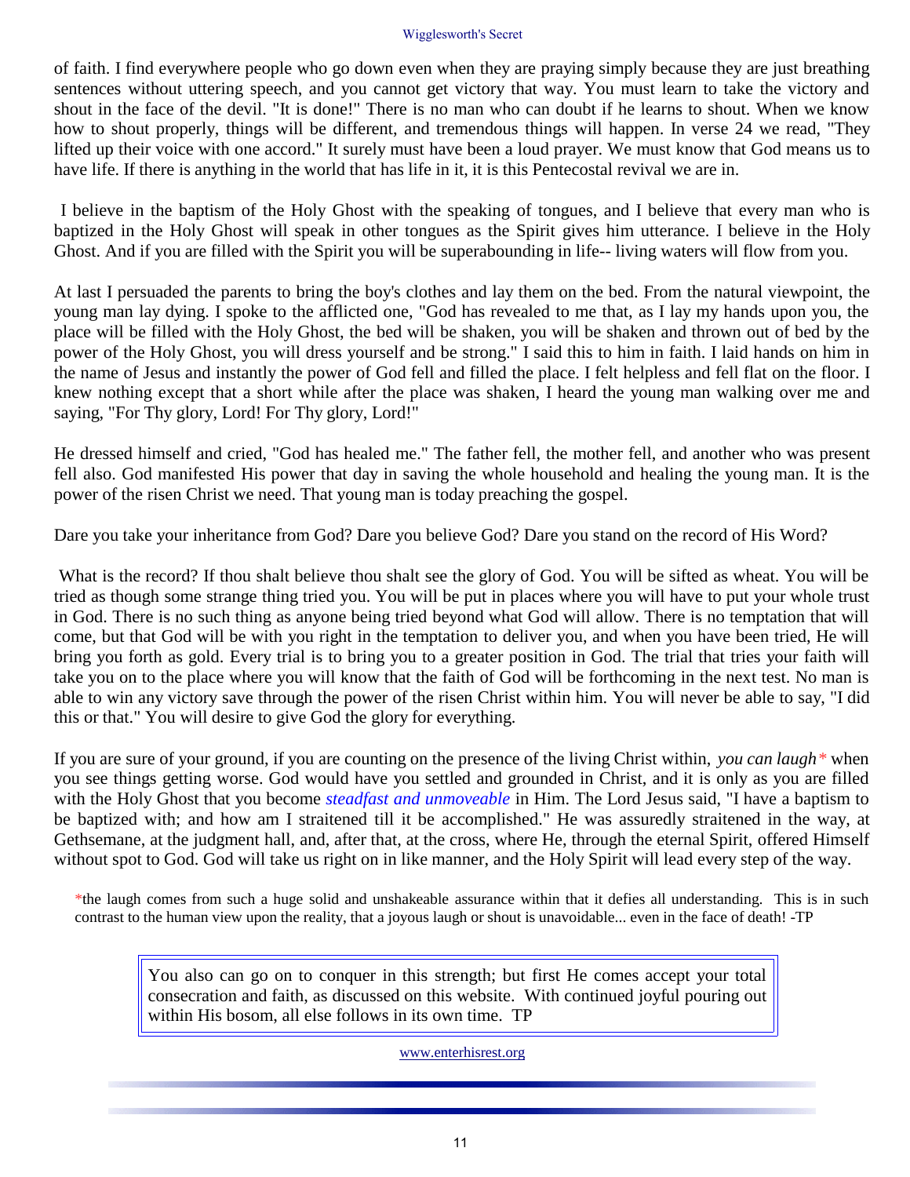of faith. I find everywhere people who go down even when they are praying simply because they are just breathing sentences without uttering speech, and you cannot get victory that way. You must learn to take the victory and shout in the face of the devil. "It is done!" There is no man who can doubt if he learns to shout. When we know how to shout properly, things will be different, and tremendous things will happen. In verse 24 we read, "They lifted up their voice with one accord." It surely must have been a loud prayer. We must know that God means us to have life. If there is anything in the world that has life in it, it is this Pentecostal revival we are in.

I believe in the baptism of the Holy Ghost with the speaking of tongues, and I believe that every man who is baptized in the Holy Ghost will speak in other tongues as the Spirit gives him utterance. I believe in the Holy Ghost. And if you are filled with the Spirit you will be superabounding in life-- living waters will flow from you.

At last I persuaded the parents to bring the boy's clothes and lay them on the bed. From the natural viewpoint, the young man lay dying. I spoke to the afflicted one, "God has revealed to me that, as I lay my hands upon you, the place will be filled with the Holy Ghost, the bed will be shaken, you will be shaken and thrown out of bed by the power of the Holy Ghost, you will dress yourself and be strong." I said this to him in faith. I laid hands on him in the name of Jesus and instantly the power of God fell and filled the place. I felt helpless and fell flat on the floor. I knew nothing except that a short while after the place was shaken, I heard the young man walking over me and saying, "For Thy glory, Lord! For Thy glory, Lord!"

He dressed himself and cried, "God has healed me." The father fell, the mother fell, and another who was present fell also. God manifested His power that day in saving the whole household and healing the young man. It is the power of the risen Christ we need. That young man is today preaching the gospel.

Dare you take your inheritance from God? Dare you believe God? Dare you stand on the record of His Word?

What is the record? If thou shalt believe thou shalt see the glory of God. You will be sifted as wheat. You will be tried as though some strange thing tried you. You will be put in places where you will have to put your whole trust in God. There is no such thing as anyone being tried beyond what God will allow. There is no temptation that will come, but that God will be with you right in the temptation to deliver you, and when you have been tried, He will bring you forth as gold. Every trial is to bring you to a greater position in God. The trial that tries your faith will take you on to the place where you will know that the faith of God will be forthcoming in the next test. No man is able to win any victory save through the power of the risen Christ within him. You will never be able to say, "I did this or that." You will desire to give God the glory for everything.

If you are sure of your ground, if you are counting on the presence of the living Christ within, *you can laugh** when you see things getting worse. God would have you settled and grounded in Christ, and it is only as you are filled with the Holy Ghost that you become *steadfast and unmoveable* in Him. The Lord Jesus said, "I have a baptism to be baptized with; and how am I straitened till it be accomplished." He was assuredly straitened in the way, at Gethsemane, at the judgment hall, and, after that, at the cross, where He, through the eternal Spirit, offered Himself without spot to God. God will take us right on in like manner, and the Holy Spirit will lead every step of the way.

*the laugh comes from such a huge solid and unshakeable assurance within that it defies all understanding. This is in such contrast to the human view upon the reality, that a joyous laugh or shout is unavoidable... even in the face of death! -TP

> You also can go on to conquer in this strength; but first He comes accept your total consecration and faith, as discussed on this website. With continued joyful pouring out within His bosom, all else follows in its own time. TP

www.enterhisrest.org